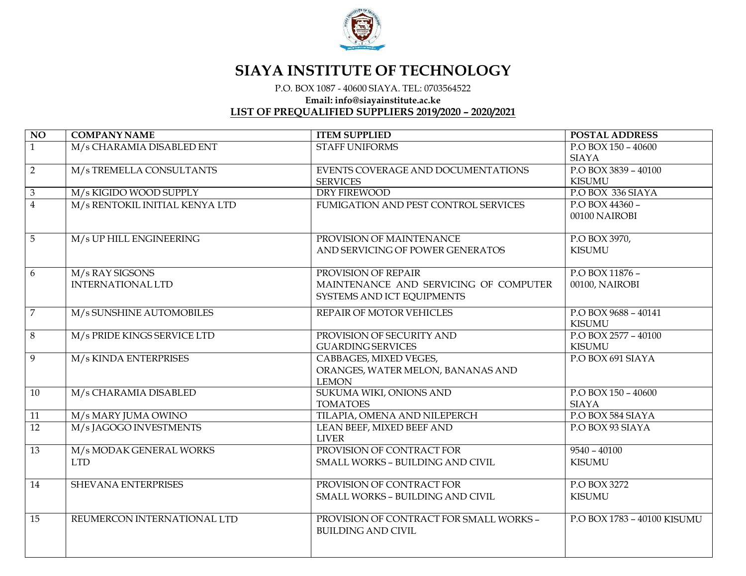# SIAYA INSTITUTE OF TECHNOLOGY

P.O. BOX 1087 - 40600 SIAYA. TEL: 0703564522

**Email: info@siayainstitute.ac.ke**

**LIST OF PREQUALIFIED SUPPLIERS 2019/2020 – 2020/2021**

| NO | COMPANY NAME | ITEM SUPPLIED | POSTAL ADDRESS |
|---|---|---|---|
| 1 | M/s CHARAMIA DISABLED ENT | STAFF UNIFORMS | P.O BOX 150 – 40600 SIAYA |
| 2 | M/s TREMELLA CONSULTANTS | EVENTS COVERAGE AND DOCUMENTATIONS SERVICES | P.O BOX 3839 – 40100 KISUMU |
| 3 | M/s KIGIDO WOOD SUPPLY | DRY FIREWOOD | P.O BOX 336 SIAYA |
| 4 | M/s RENTOKIL INITIAL KENYA LTD | FUMIGATION AND PEST CONTROL SERVICES | P.O BOX 44360 – 00100 NAIROBI |
| 5 | M/s UP HILL ENGINEERING | PROVISION OF MAINTENANCE AND SERVICING OF POWER GENERATOS | P.O BOX 3970, KISUMU |
| 6 | M/s RAY SIGSONS INTERNATIONAL LTD | PROVISION OF REPAIR MAINTENANCE AND SERVICING OF COMPUTER SYSTEMS AND ICT EQUIPMENTS | P.O BOX 11876 – 00100, NAIROBI |
| 7 | M/s SUNSHINE AUTOMOBILES | REPAIR OF MOTOR VEHICLES | P.O BOX 9688 – 40141 KISUMU |
| 8 | M/s PRIDE KINGS SERVICE LTD | PROVISION OF SECURITY AND GUARDING SERVICES | P.O BOX 2577 – 40100 KISUMU |
| 9 | M/s KINDA ENTERPRISES | CABBAGES, MIXED VEGES, ORANGES, WATER MELON, BANANAS AND LEMON | P.O BOX 691 SIAYA |
| 10 | M/s CHARAMIA DISABLED | SUKUMA WIKI, ONIONS AND TOMATOES | P.O BOX 150 – 40600 SIAYA |
| 11 | M/s MARY JUMA OWINO | TILAPIA, OMENA AND NILEPERCH | P.O BOX 584 SIAYA |
| 12 | M/s JAGOGO INVESTMENTS | LEAN BEEF, MIXED BEEF AND LIVER | P.O BOX 93 SIAYA |
| 13 | M/s MODAK GENERAL WORKS LTD | PROVISION OF CONTRACT FOR SMALL WORKS – BUILDING AND CIVIL | 9540 – 40100 KISUMU |
| 14 | SHEVANA ENTERPRISES | PROVISION OF CONTRACT FOR SMALL WORKS – BUILDING AND CIVIL | P.O BOX 3272 KISUMU |
| 15 | REUMERCON INTERNATIONAL LTD | PROVISION OF CONTRACT FOR SMALL WORKS – BUILDING AND CIVIL | P.O BOX 1783 – 40100 KISUMU |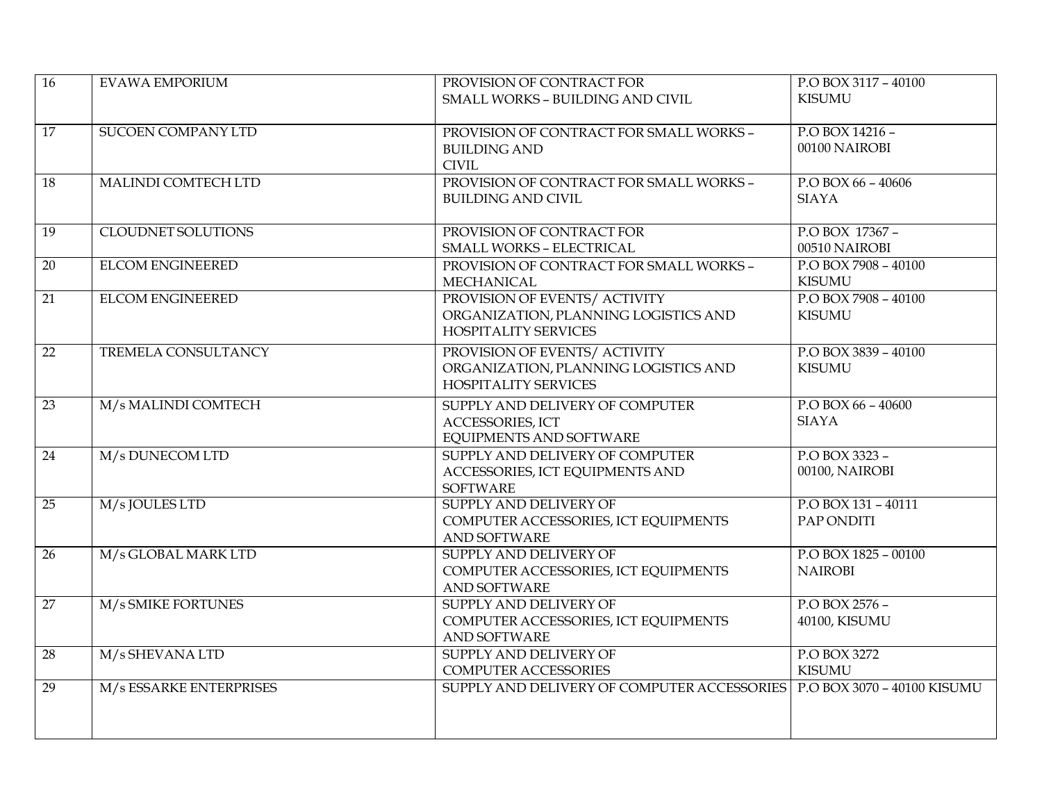| 16 | EVAWA EMPORIUM | PROVISION OF CONTRACT FOR SMALL WORKS – BUILDING AND CIVIL | P.O BOX 3117 – 40100 KISUMU |
|---|---|---|---|
| 17 | SUCOEN COMPANY LTD | PROVISION OF CONTRACT FOR SMALL WORKS – BUILDING AND CIVIL | P.O BOX 14216 – 00100 NAIROBI |
| 18 | MALINDI COMTECH LTD | PROVISION OF CONTRACT FOR SMALL WORKS – BUILDING AND CIVIL | P.O BOX 66 – 40606 SIAYA |
| 19 | CLOUDNET SOLUTIONS | PROVISION OF CONTRACT FOR SMALL WORKS – ELECTRICAL | P.O BOX 17367 – 00510 NAIROBI |
| 20 | ELCOM ENGINEERED | PROVISION OF CONTRACT FOR SMALL WORKS – MECHANICAL | P.O BOX 7908 – 40100 KISUMU |
| 21 | ELCOM ENGINEERED | PROVISION OF EVENTS/ ACTIVITY ORGANIZATION, PLANNING LOGISTICS AND HOSPITALITY SERVICES | P.O BOX 7908 – 40100 KISUMU |
| 22 | TREMELA CONSULTANCY | PROVISION OF EVENTS/ ACTIVITY ORGANIZATION, PLANNING LOGISTICS AND HOSPITALITY SERVICES | P.O BOX 3839 – 40100 KISUMU |
| 23 | M/s MALINDI COMTECH | SUPPLY AND DELIVERY OF COMPUTER ACCESSORIES, ICT EQUIPMENTS AND SOFTWARE | P.O BOX 66 – 40600 SIAYA |
| 24 | M/s DUNECOM LTD | SUPPLY AND DELIVERY OF COMPUTER ACCESSORIES, ICT EQUIPMENTS AND SOFTWARE | P.O BOX 3323 – 00100, NAIROBI |
| 25 | M/s JOULES LTD | SUPPLY AND DELIVERY OF COMPUTER ACCESSORIES, ICT EQUIPMENTS AND SOFTWARE | P.O BOX 131 – 40111 PAP ONDITI |
| 26 | M/s GLOBAL MARK LTD | SUPPLY AND DELIVERY OF COMPUTER ACCESSORIES, ICT EQUIPMENTS AND SOFTWARE | P.O BOX 1825 – 00100 NAIROBI |
| 27 | M/s SMIKE FORTUNES | SUPPLY AND DELIVERY OF COMPUTER ACCESSORIES, ICT EQUIPMENTS AND SOFTWARE | P.O BOX 2576 – 40100, KISUMU |
| 28 | M/s SHEVANA LTD | SUPPLY AND DELIVERY OF COMPUTER ACCESSORIES | P.O BOX 3272 KISUMU |
| 29 | M/s ESSARKE ENTERPRISES | SUPPLY AND DELIVERY OF COMPUTER ACCESSORIES | P.O BOX 3070 – 40100 KISUMU |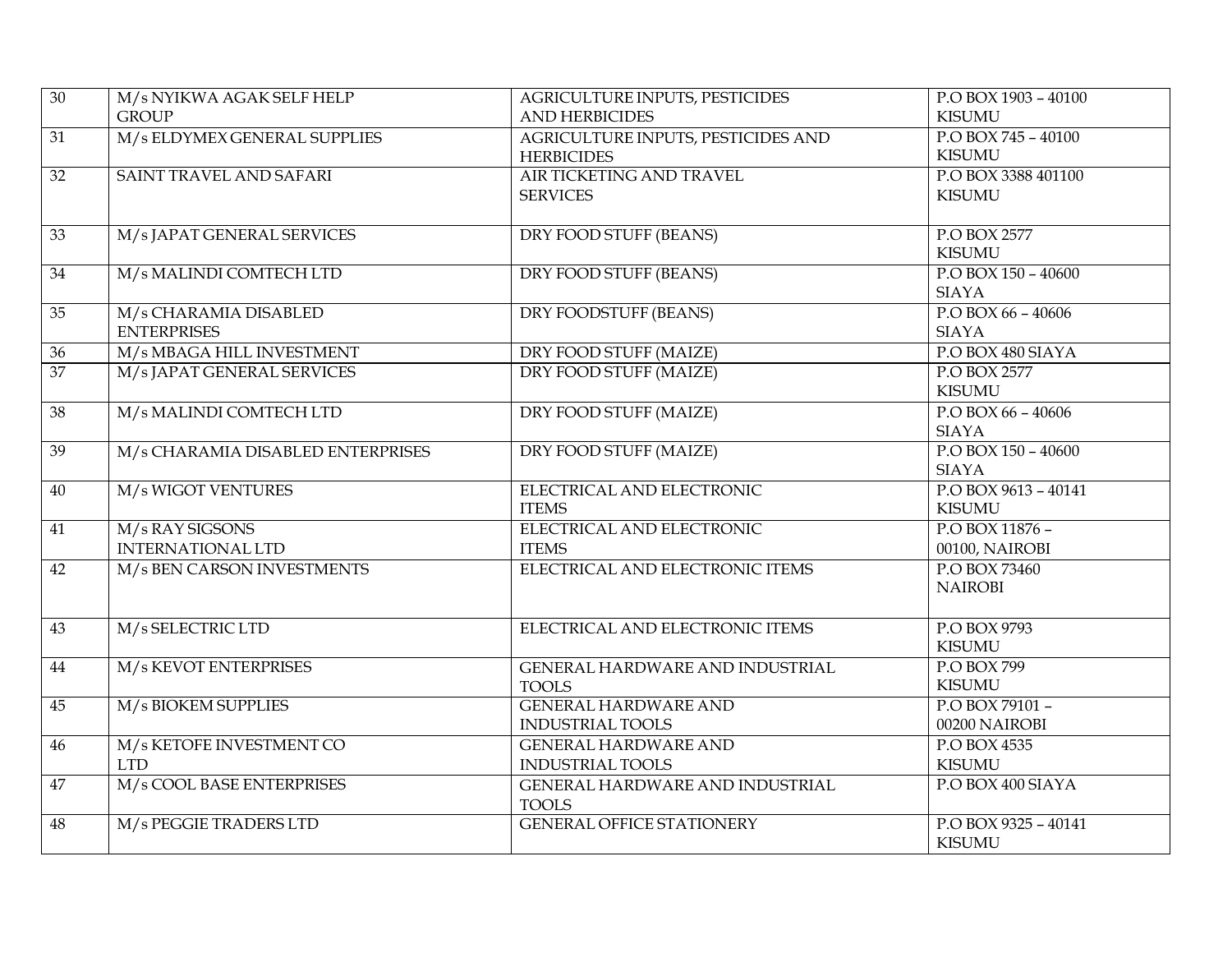| 30 | M/s NYIKWA AGAK SELF HELP GROUP | AGRICULTURE INPUTS, PESTICIDES AND HERBICIDES | P.O BOX 1903 – 40100 KISUMU |
|---|---|---|---|
| 31 | M/s ELDYMEX GENERAL SUPPLIES | AGRICULTURE INPUTS, PESTICIDES AND HERBICIDES | P.O BOX 745 – 40100 KISUMU |
| 32 | SAINT TRAVEL AND SAFARI | AIR TICKETING AND TRAVEL SERVICES | P.O BOX 3388 401100 KISUMU |
| 33 | M/s JAPAT GENERAL SERVICES | DRY FOOD STUFF (BEANS) | P.O BOX 2577 KISUMU |
| 34 | M/s MALINDI COMTECH LTD | DRY FOOD STUFF (BEANS) | P.O BOX 150 – 40600 SIAYA |
| 35 | M/s CHARAMIA DISABLED ENTERPRISES | DRY FOODSTUFF (BEANS) | P.O BOX 66 – 40606 SIAYA |
| 36 | M/s MBAGA HILL INVESTMENT | DRY FOOD STUFF (MAIZE) | P.O BOX 480 SIAYA |
| 37 | M/s JAPAT GENERAL SERVICES | DRY FOOD STUFF (MAIZE) | P.O BOX 2577 KISUMU |
| 38 | M/s MALINDI COMTECH LTD | DRY FOOD STUFF (MAIZE) | P.O BOX 66 – 40606 SIAYA |
| 39 | M/s CHARAMIA DISABLED ENTERPRISES | DRY FOOD STUFF (MAIZE) | P.O BOX 150 – 40600 SIAYA |
| 40 | M/s WIGOT VENTURES | ELECTRICAL AND ELECTRONIC ITEMS | P.O BOX 9613 – 40141 KISUMU |
| 41 | M/s RAY SIGSONS INTERNATIONAL LTD | ELECTRICAL AND ELECTRONIC ITEMS | P.O BOX 11876 – 00100, NAIROBI |
| 42 | M/s BEN CARSON INVESTMENTS | ELECTRICAL AND ELECTRONIC ITEMS | P.O BOX 73460 NAIROBI |
| 43 | M/s SELECTRIC LTD | ELECTRICAL AND ELECTRONIC ITEMS | P.O BOX 9793 KISUMU |
| 44 | M/s KEVOT ENTERPRISES | GENERAL HARDWARE AND INDUSTRIAL TOOLS | P.O BOX 799 KISUMU |
| 45 | M/s BIOKEM SUPPLIES | GENERAL HARDWARE AND INDUSTRIAL TOOLS | P.O BOX 79101 – 00200 NAIROBI |
| 46 | M/s KETOFE INVESTMENT CO LTD | GENERAL HARDWARE AND INDUSTRIAL TOOLS | P.O BOX 4535 KISUMU |
| 47 | M/s COOL BASE ENTERPRISES | GENERAL HARDWARE AND INDUSTRIAL TOOLS | P.O BOX 400 SIAYA |
| 48 | M/s PEGGIE TRADERS LTD | GENERAL OFFICE STATIONERY | P.O BOX 9325 – 40141 KISUMU |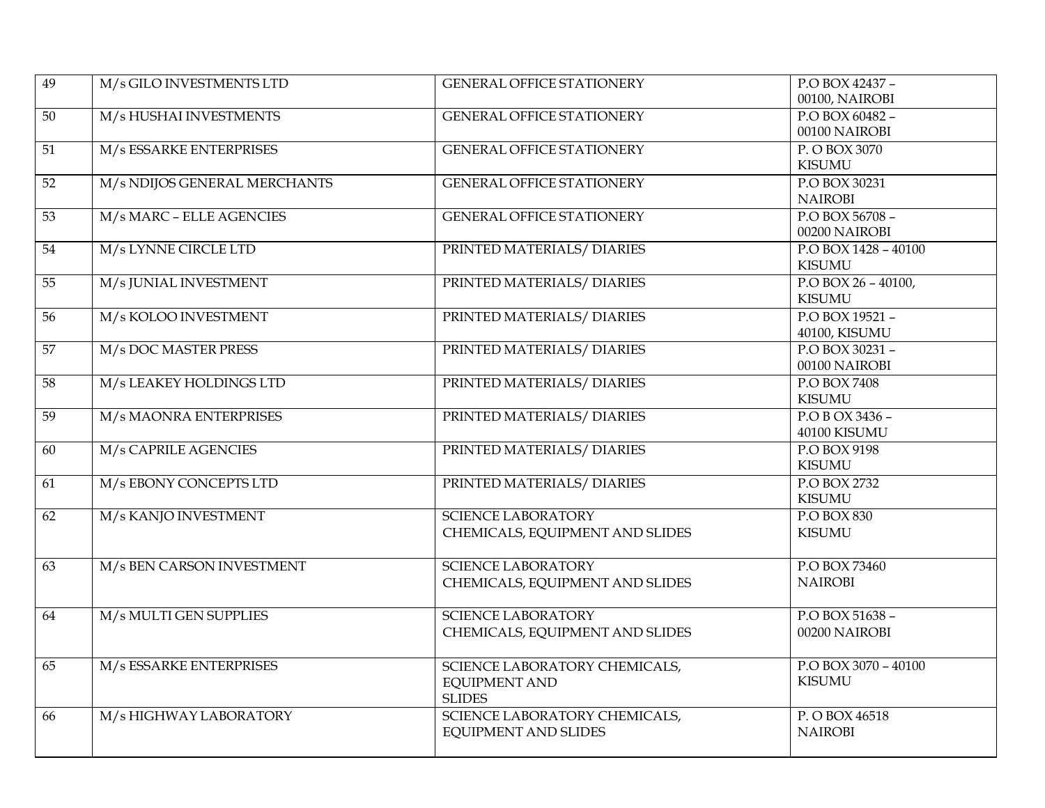| 49 | M/s GILO INVESTMENTS LTD | GENERAL OFFICE STATIONERY | P.O BOX 42437 – 00100, NAIROBI |
|---|---|---|---|
| 50 | M/s HUSHAI INVESTMENTS | GENERAL OFFICE STATIONERY | P.O BOX 60482 – 00100 NAIROBI |
| 51 | M/s ESSARKE ENTERPRISES | GENERAL OFFICE STATIONERY | P. O BOX 3070 KISUMU |
| 52 | M/s NDIJOS GENERAL MERCHANTS | GENERAL OFFICE STATIONERY | P.O BOX 30231 NAIROBI |
| 53 | M/s MARC – ELLE AGENCIES | GENERAL OFFICE STATIONERY | P.O BOX 56708 – 00200 NAIROBI |
| 54 | M/s LYNNE CIRCLE LTD | PRINTED MATERIALS/ DIARIES | P.O BOX 1428 – 40100 KISUMU |
| 55 | M/s JUNIAL INVESTMENT | PRINTED MATERIALS/ DIARIES | P.O BOX 26 – 40100, KISUMU |
| 56 | M/s KOLOO INVESTMENT | PRINTED MATERIALS/ DIARIES | P.O BOX 19521 – 40100, KISUMU |
| 57 | M/s DOC MASTER PRESS | PRINTED MATERIALS/ DIARIES | P.O BOX 30231 – 00100 NAIROBI |
| 58 | M/s LEAKEY HOLDINGS LTD | PRINTED MATERIALS/ DIARIES | P.O BOX 7408 KISUMU |
| 59 | M/s MAONRA ENTERPRISES | PRINTED MATERIALS/ DIARIES | P.O B OX 3436 – 40100 KISUMU |
| 60 | M/s CAPRILE AGENCIES | PRINTED MATERIALS/ DIARIES | P.O BOX 9198 KISUMU |
| 61 | M/s EBONY CONCEPTS LTD | PRINTED MATERIALS/ DIARIES | P.O BOX 2732 KISUMU |
| 62 | M/s KANJO INVESTMENT | SCIENCE LABORATORY CHEMICALS, EQUIPMENT AND SLIDES | P.O BOX 830 KISUMU |
| 63 | M/s BEN CARSON INVESTMENT | SCIENCE LABORATORY CHEMICALS, EQUIPMENT AND SLIDES | P.O BOX 73460 NAIROBI |
| 64 | M/s MULTI GEN SUPPLIES | SCIENCE LABORATORY CHEMICALS, EQUIPMENT AND SLIDES | P.O BOX 51638 – 00200 NAIROBI |
| 65 | M/s ESSARKE ENTERPRISES | SCIENCE LABORATORY CHEMICALS, EQUIPMENT AND SLIDES | P.O BOX 3070 – 40100 KISUMU |
| 66 | M/s HIGHWAY LABORATORY | SCIENCE LABORATORY CHEMICALS, EQUIPMENT AND SLIDES | P. O BOX 46518 NAIROBI |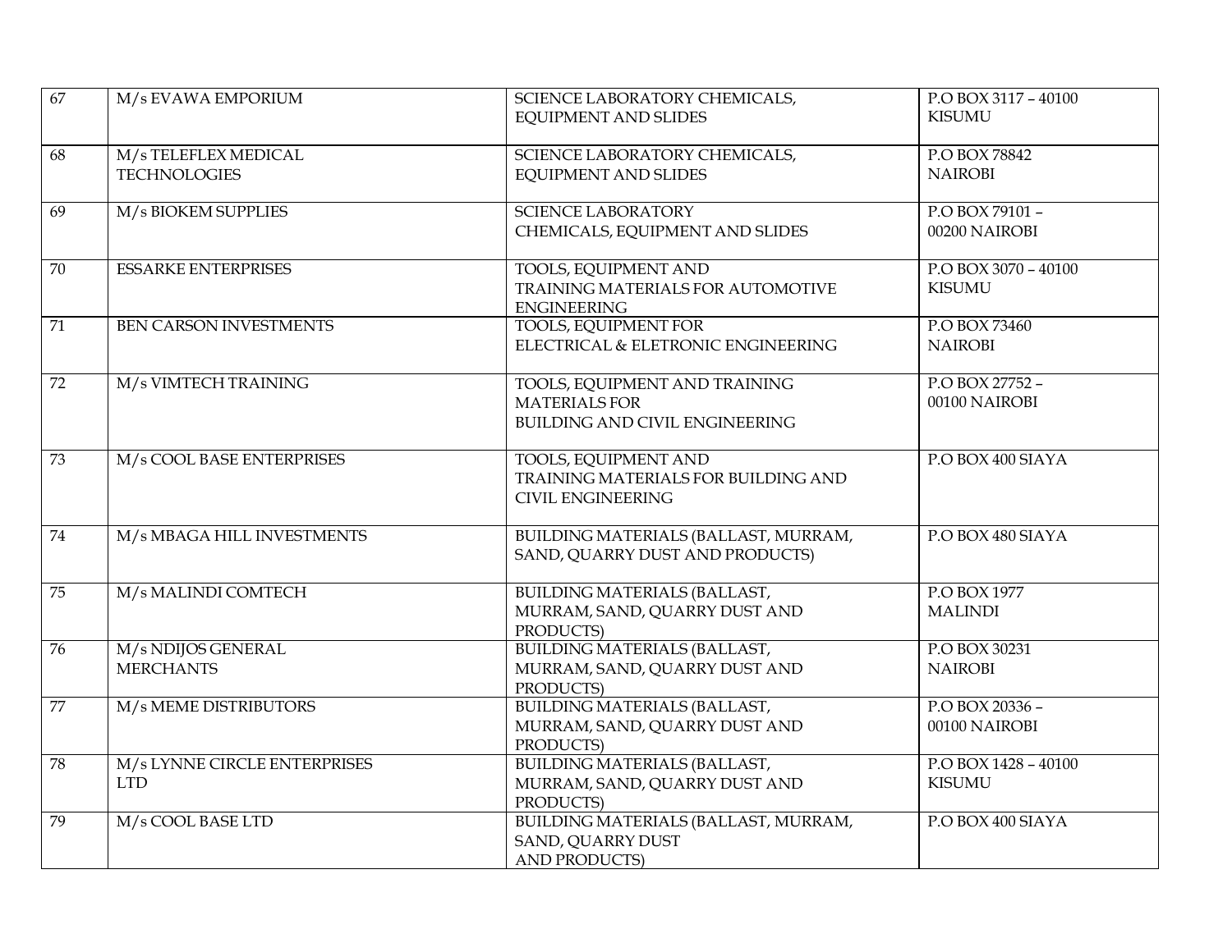| 67 | M/s EVAWA EMPORIUM | SCIENCE LABORATORY CHEMICALS, EQUIPMENT AND SLIDES | P.O BOX 3117 – 40100 KISUMU |
|---|---|---|---|
| 68 | M/s TELEFLEX MEDICAL TECHNOLOGIES | SCIENCE LABORATORY CHEMICALS, EQUIPMENT AND SLIDES | P.O BOX 78842 NAIROBI |
| 69 | M/s BIOKEM SUPPLIES | SCIENCE LABORATORY CHEMICALS, EQUIPMENT AND SLIDES | P.O BOX 79101 – 00200 NAIROBI |
| 70 | ESSARKE ENTERPRISES | TOOLS, EQUIPMENT AND TRAINING MATERIALS FOR AUTOMOTIVE ENGINEERING | P.O BOX 3070 – 40100 KISUMU |
| 71 | BEN CARSON INVESTMENTS | TOOLS, EQUIPMENT FOR ELECTRICAL & ELETRONIC ENGINEERING | P.O BOX 73460 NAIROBI |
| 72 | M/s VIMTECH TRAINING | TOOLS, EQUIPMENT AND TRAINING MATERIALS FOR BUILDING AND CIVIL ENGINEERING | P.O BOX 27752 – 00100 NAIROBI |
| 73 | M/s COOL BASE ENTERPRISES | TOOLS, EQUIPMENT AND TRAINING MATERIALS FOR BUILDING AND CIVIL ENGINEERING | P.O BOX 400 SIAYA |
| 74 | M/s MBAGA HILL INVESTMENTS | BUILDING MATERIALS (BALLAST, MURRAM, SAND, QUARRY DUST AND PRODUCTS) | P.O BOX 480 SIAYA |
| 75 | M/s MALINDI COMTECH | BUILDING MATERIALS (BALLAST, MURRAM, SAND, QUARRY DUST AND PRODUCTS) | P.O BOX 1977 MALINDI |
| 76 | M/s NDIJOS GENERAL MERCHANTS | BUILDING MATERIALS (BALLAST, MURRAM, SAND, QUARRY DUST AND PRODUCTS) | P.O BOX 30231 NAIROBI |
| 77 | M/s MEME DISTRIBUTORS | BUILDING MATERIALS (BALLAST, MURRAM, SAND, QUARRY DUST AND PRODUCTS) | P.O BOX 20336 – 00100 NAIROBI |
| 78 | M/s LYNNE CIRCLE ENTERPRISES LTD | BUILDING MATERIALS (BALLAST, MURRAM, SAND, QUARRY DUST AND PRODUCTS) | P.O BOX 1428 – 40100 KISUMU |
| 79 | M/s COOL BASE LTD | BUILDING MATERIALS (BALLAST, MURRAM, SAND, QUARRY DUST AND PRODUCTS) | P.O BOX 400 SIAYA |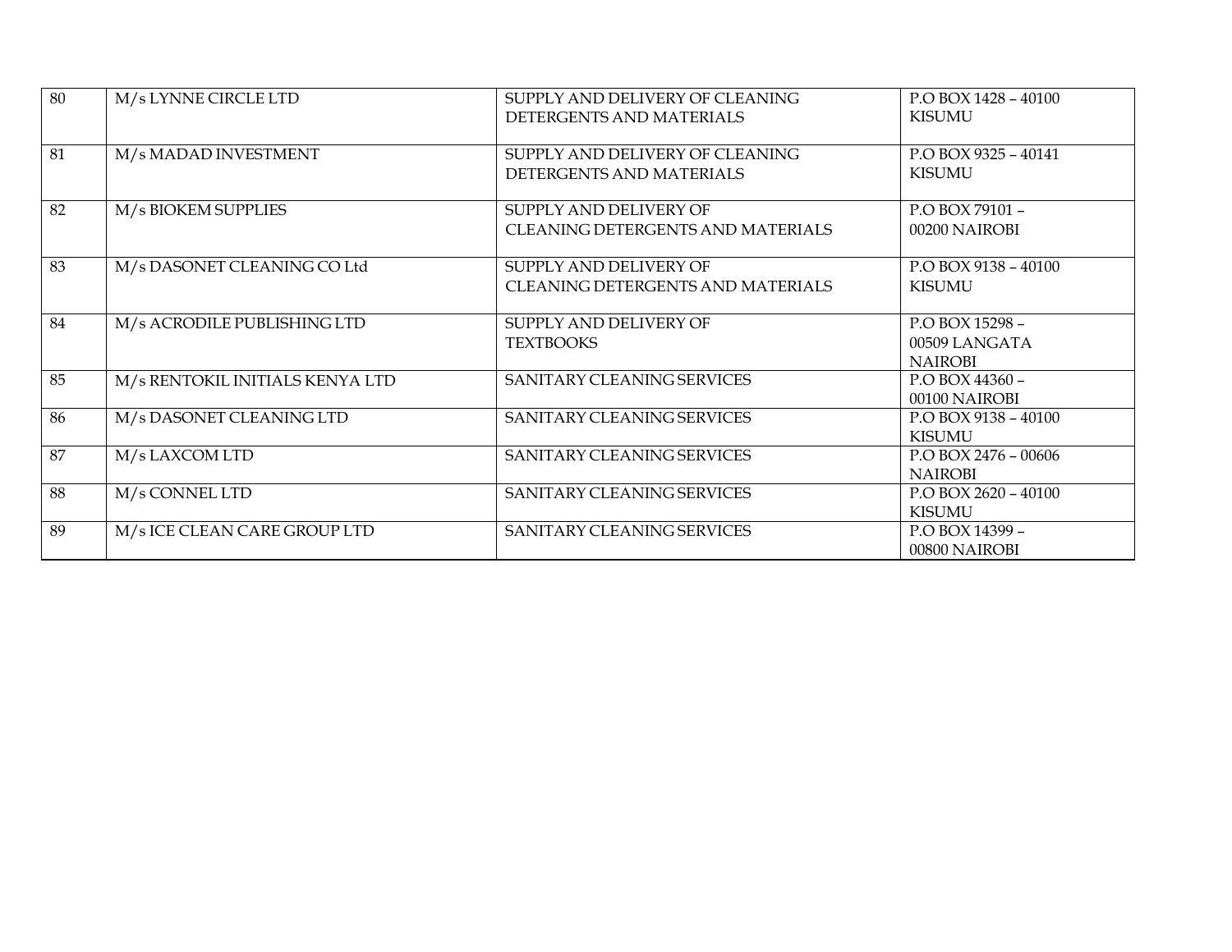| | | | |
|---|---|---|---|
| 80 | M/s LYNNE CIRCLE LTD | SUPPLY AND DELIVERY OF CLEANING DETERGENTS AND MATERIALS | P.O BOX 1428 – 40100 KISUMU |
| 81 | M/s MADAD INVESTMENT | SUPPLY AND DELIVERY OF CLEANING DETERGENTS AND MATERIALS | P.O BOX 9325 – 40141 KISUMU |
| 82 | M/s BIOKEM SUPPLIES | SUPPLY AND DELIVERY OF CLEANING DETERGENTS AND MATERIALS | P.O BOX 79101 – 00200 NAIROBI |
| 83 | M/s DASONET CLEANING CO Ltd | SUPPLY AND DELIVERY OF CLEANING DETERGENTS AND MATERIALS | P.O BOX 9138 – 40100 KISUMU |
| 84 | M/s ACRODILE PUBLISHING LTD | SUPPLY AND DELIVERY OF TEXTBOOKS | P.O BOX 15298 – 00509 LANGATA NAIROBI |
| 85 | M/s RENTOKIL INITIALS KENYA LTD | SANITARY CLEANING SERVICES | P.O BOX 44360 – 00100 NAIROBI |
| 86 | M/s DASONET CLEANING LTD | SANITARY CLEANING SERVICES | P.O BOX 9138 – 40100 KISUMU |
| 87 | M/s LAXCOM LTD | SANITARY CLEANING SERVICES | P.O BOX 2476 – 00606 NAIROBI |
| 88 | M/s CONNEL LTD | SANITARY CLEANING SERVICES | P.O BOX 2620 – 40100 KISUMU |
| 89 | M/s ICE CLEAN CARE GROUP LTD | SANITARY CLEANING SERVICES | P.O BOX 14399 – 00800 NAIROBI |